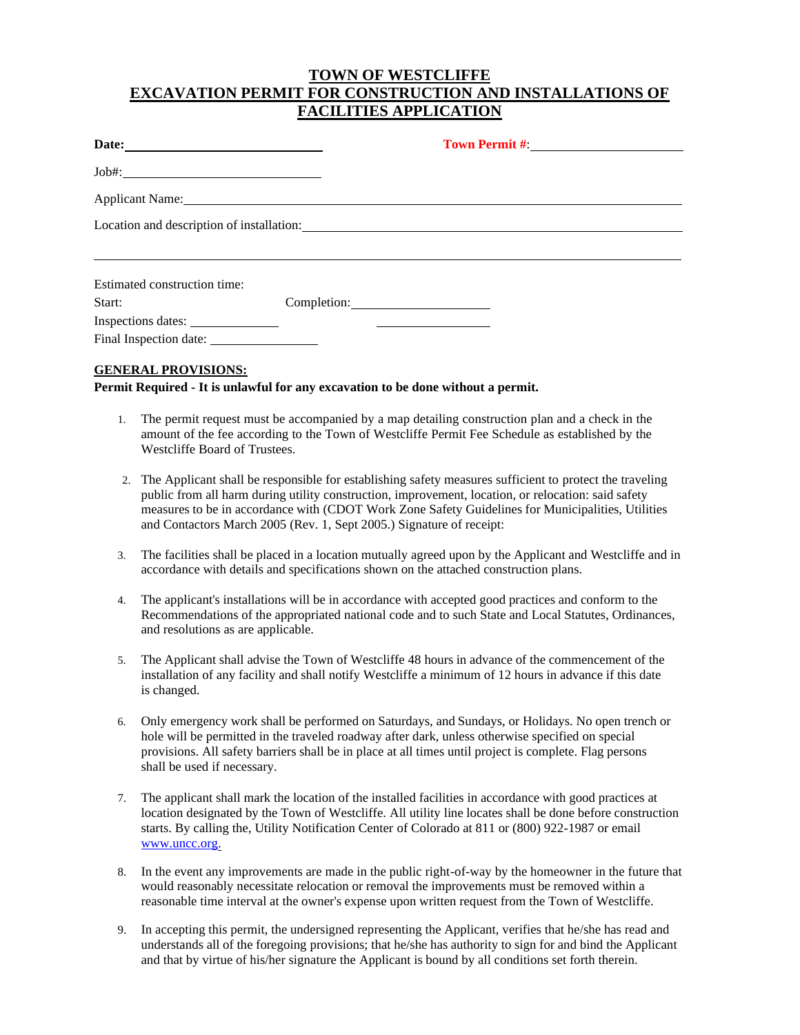# TOWN OF WESTCLIFFE
# EXCAVATION PERMIT FOR CONSTRUCTION AND INSTALLATIONS OF FACILITIES APPLICATION

**Date:** ______________________________ **Town Permit #**: ______________________

Job#: ______________________________

Applicant Name: ______________________________________________________________

Location and description of installation: ________________________________________

______________________________________________________________________________

Estimated construction time:

Start: Completion: ____________________

Inspections dates: ______________ ______________

Final Inspection date: ______________

**GENERAL PROVISIONS:**

**Permit Required - It is unlawful for any excavation to be done without a permit.**

1. The permit request must be accompanied by a map detailing construction plan and a check in the amount of the fee according to the Town of Westcliffe Permit Fee Schedule as established by the Westcliffe Board of Trustees.

2. The Applicant shall be responsible for establishing safety measures sufficient to protect the traveling public from all harm during utility construction, improvement, location, or relocation: said safety measures to be in accordance with (CDOT Work Zone Safety Guidelines for Municipalities, Utilities and Contactors March 2005 (Rev. 1, Sept 2005.) Signature of receipt:

3. The facilities shall be placed in a location mutually agreed upon by the Applicant and Westcliffe and in accordance with details and specifications shown on the attached construction plans.

4. The applicant's installations will be in accordance with accepted good practices and conform to the Recommendations of the appropriated national code and to such State and Local Statutes, Ordinances, and resolutions as are applicable.

5. The Applicant shall advise the Town of Westcliffe 48 hours in advance of the commencement of the installation of any facility and shall notify Westcliffe a minimum of 12 hours in advance if this date is changed.

6. Only emergency work shall be performed on Saturdays, and Sundays, or Holidays. No open trench or hole will be permitted in the traveled roadway after dark, unless otherwise specified on special provisions. All safety barriers shall be in place at all times until project is complete. Flag persons shall be used if necessary.

7. The applicant shall mark the location of the installed facilities in accordance with good practices at location designated by the Town of Westcliffe. All utility line locates shall be done before construction starts. By calling the, Utility Notification Center of Colorado at 811 or (800) 922-1987 or email [www.uncc.org](www.uncc.org).

8. In the event any improvements are made in the public right-of-way by the homeowner in the future that would reasonably necessitate relocation or removal the improvements must be removed within a reasonable time interval at the owner's expense upon written request from the Town of Westcliffe.

9. In accepting this permit, the undersigned representing the Applicant, verifies that he/she has read and understands all of the foregoing provisions; that he/she has authority to sign for and bind the Applicant and that by virtue of his/her signature the Applicant is bound by all conditions set forth therein.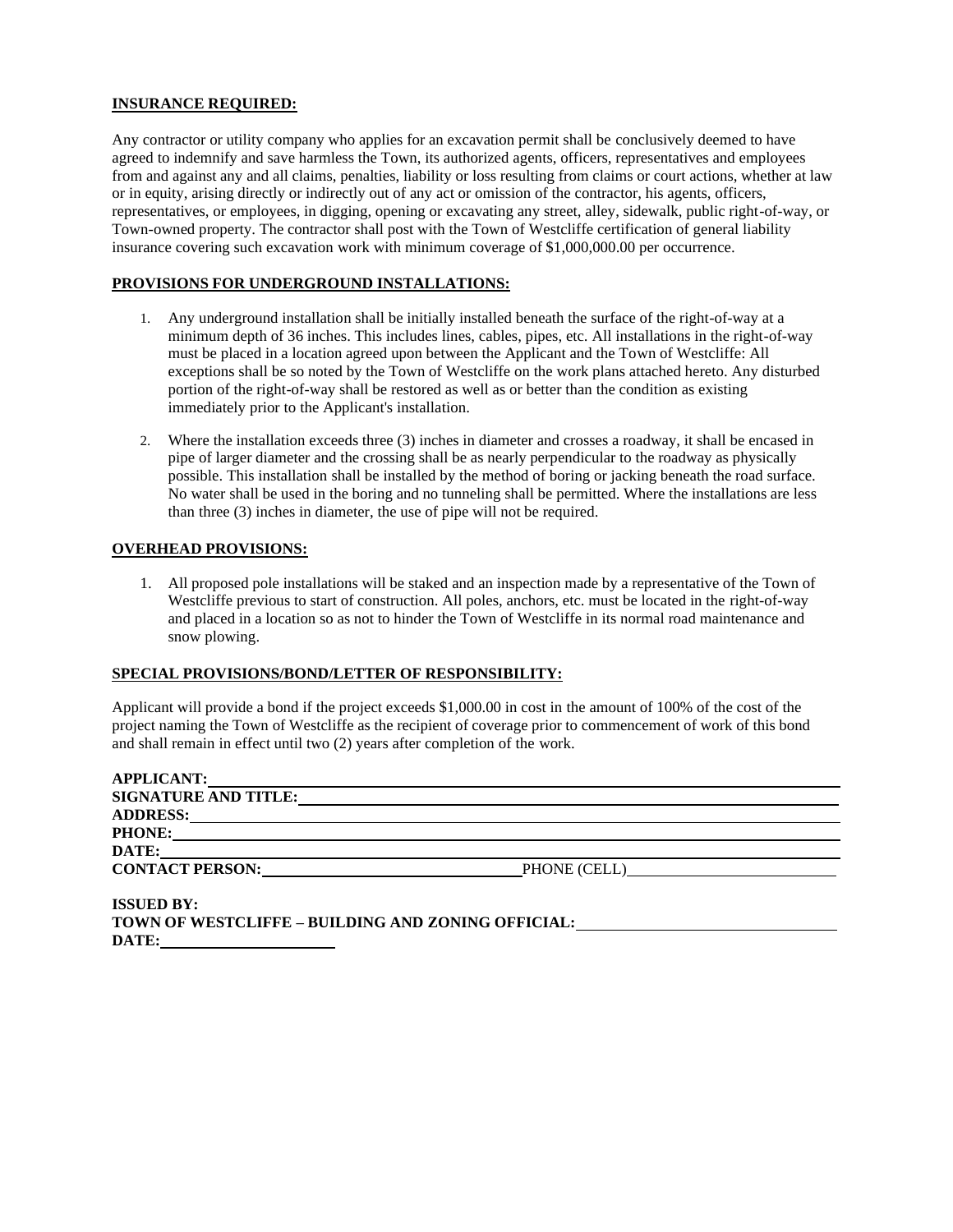**INSURANCE REQUIRED:**

Any contractor or utility company who applies for an excavation permit shall be conclusively deemed to have agreed to indemnify and save harmless the Town, its authorized agents, officers, representatives and employees from and against any and all claims, penalties, liability or loss resulting from claims or court actions, whether at law or in equity, arising directly or indirectly out of any act or omission of the contractor, his agents, officers, representatives, or employees, in digging, opening or excavating any street, alley, sidewalk, public right-of-way, or Town-owned property. The contractor shall post with the Town of Westcliffe certification of general liability insurance covering such excavation work with minimum coverage of $1,000,000.00 per occurrence.

**PROVISIONS FOR UNDERGROUND INSTALLATIONS:**

1. Any underground installation shall be initially installed beneath the surface of the right-of-way at a minimum depth of 36 inches. This includes lines, cables, pipes, etc. All installations in the right-of-way must be placed in a location agreed upon between the Applicant and the Town of Westcliffe: All exceptions shall be so noted by the Town of Westcliffe on the work plans attached hereto. Any disturbed portion of the right-of-way shall be restored as well as or better than the condition as existing immediately prior to the Applicant's installation.

2. Where the installation exceeds three (3) inches in diameter and crosses a roadway, it shall be encased in pipe of larger diameter and the crossing shall be as nearly perpendicular to the roadway as physically possible. This installation shall be installed by the method of boring or jacking beneath the road surface. No water shall be used in the boring and no tunneling shall be permitted. Where the installations are less than three (3) inches in diameter, the use of pipe will not be required.

**OVERHEAD PROVISIONS:**

1. All proposed pole installations will be staked and an inspection made by a representative of the Town of Westcliffe previous to start of construction. All poles, anchors, etc. must be located in the right-of-way and placed in a location so as not to hinder the Town of Westcliffe in its normal road maintenance and snow plowing.

**SPECIAL PROVISIONS/BOND/LETTER OF RESPONSIBILITY:**

Applicant will provide a bond if the project exceeds $1,000.00 in cost in the amount of 100% of the cost of the project naming the Town of Westcliffe as the recipient of coverage prior to commencement of work of this bond and shall remain in effect until two (2) years after completion of the work.

**APPLICANT:** ______________________________

**SIGNATURE AND TITLE:** ______________________________

**ADDRESS:** ______________________________

**PHONE:** ______________________________

**DATE:** ______________________________

**CONTACT PERSON:** ______________________ PHONE (CELL) ______________________

**ISSUED BY:**

**TOWN OF WESTCLIFFE – BUILDING AND ZONING OFFICIAL:** ______________________

**DATE:** ______________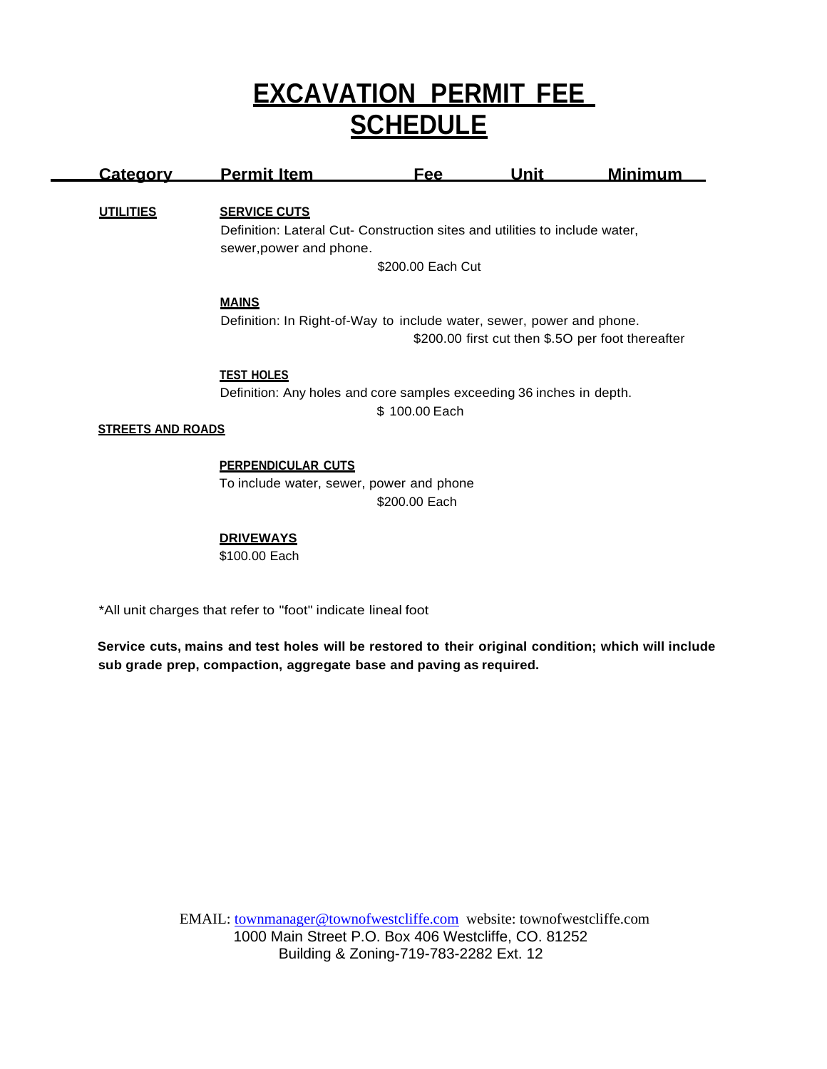# EXCAVATION PERMIT FEE SCHEDULE

| Category | Permit Item | Fee | Unit | Minimum |
| --- | --- | --- | --- | --- |

**UTILITIES**

**SERVICE CUTS**

Definition: Lateral Cut- Construction sites and utilities to include water, sewer,power and phone.

$200.00 Each Cut

**MAINS**

Definition: In Right-of-Way to include water, sewer, power and phone.

$200.00 first cut then $.5O per foot thereafter

**TEST HOLES**

Definition: Any holes and core samples exceeding 36 inches in depth.

$ 100.00 Each

**STREETS AND ROADS**

**PERPENDICULAR CUTS**

To include water, sewer, power and phone

$200.00 Each

**DRIVEWAYS**

$100.00 Each

*All unit charges that refer to "foot" indicate lineal foot

**Service cuts, mains and test holes will be restored to their original condition; which will include sub grade prep, compaction, aggregate base and paving as required.**

EMAIL: townmanager@townofwestcliffe.com website: townofwestcliffe.com
1000 Main Street P.O. Box 406 Westcliffe, CO. 81252
Building & Zoning-719-783-2282 Ext. 12